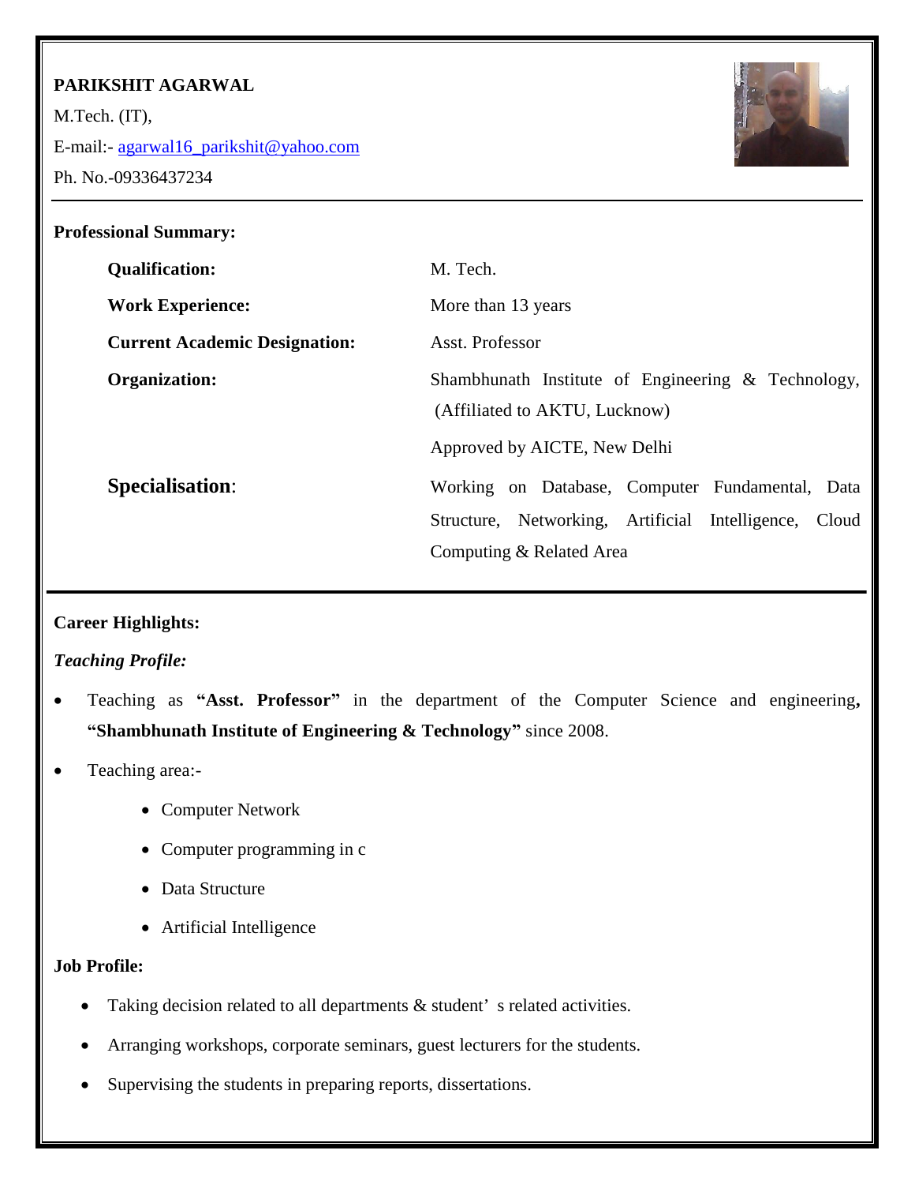**PARIKSHIT AGARWAL**

M.Tech. (IT),

E-mail:- agarwal16_parikshit@yahoo.com

Ph. No.-09336437234

---

**Professional Summary:**

| | |
|---|---|
| **Qualification:** | M. Tech. |
| **Work Experience:** | More than 13 years |
| **Current Academic Designation:** | Asst. Professor |
| **Organization:** | Shambhunath Institute of Engineering & Technology, (Affiliated to AKTU, Lucknow)<br>Approved by AICTE, New Delhi |
| **Specialisation:** | Working on Database, Computer Fundamental, Data Structure, Networking, Artificial Intelligence, Cloud Computing & Related Area |

---

**Career Highlights:**

***Teaching Profile:***

- Teaching as **"Asst. Professor"** in the department of the Computer Science and engineering**, "Shambhunath Institute of Engineering & Technology"** since 2008.
- Teaching area:-
  - Computer Network
  - Computer programming in c
  - Data Structure
  - Artificial Intelligence

**Job Profile:**

- Taking decision related to all departments & student' s related activities.
- Arranging workshops, corporate seminars, guest lecturers for the students.
- Supervising the students in preparing reports, dissertations.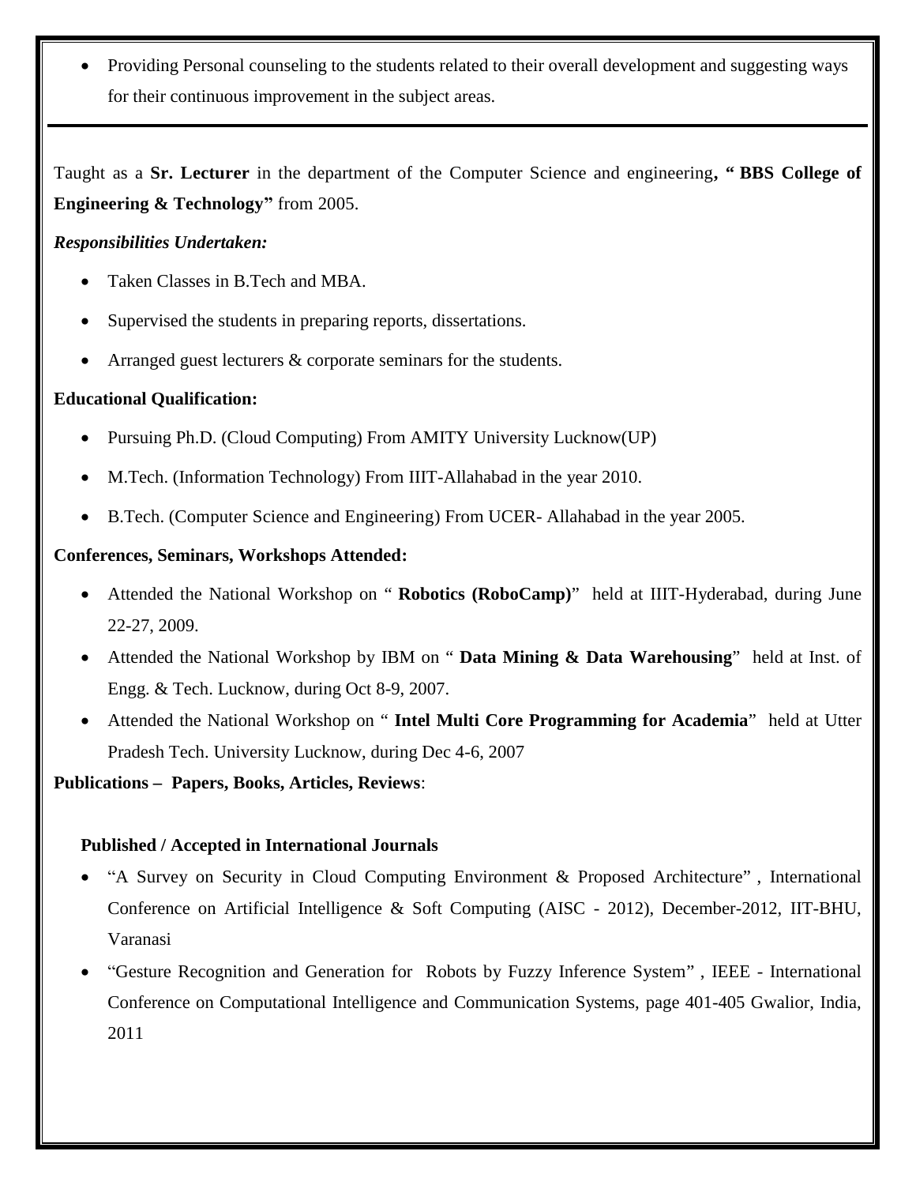- Providing Personal counseling to the students related to their overall development and suggesting ways for their continuous improvement in the subject areas.

---

Taught as a **Sr. Lecturer** in the department of the Computer Science and engineering**, " BBS College of Engineering & Technology"** from 2005.

***Responsibilities Undertaken:***

- Taken Classes in B.Tech and MBA.
- Supervised the students in preparing reports, dissertations.
- Arranged guest lecturers & corporate seminars for the students.

**Educational Qualification:**

- Pursuing Ph.D. (Cloud Computing) From AMITY University Lucknow(UP)
- M.Tech. (Information Technology) From IIIT-Allahabad in the year 2010.
- B.Tech. (Computer Science and Engineering) From UCER- Allahabad in the year 2005.

**Conferences, Seminars, Workshops Attended:**

- Attended the National Workshop on " **Robotics (RoboCamp)**" held at IIIT-Hyderabad, during June 22-27, 2009.
- Attended the National Workshop by IBM on " **Data Mining & Data Warehousing**" held at Inst. of Engg. & Tech. Lucknow, during Oct 8-9, 2007.
- Attended the National Workshop on " **Intel Multi Core Programming for Academia**" held at Utter Pradesh Tech. University Lucknow, during Dec 4-6, 2007

**Publications – Papers, Books, Articles, Reviews**:

**Published / Accepted in International Journals**

- "A Survey on Security in Cloud Computing Environment & Proposed Architecture" , International Conference on Artificial Intelligence & Soft Computing (AISC - 2012), December-2012, IIT-BHU, Varanasi
- "Gesture Recognition and Generation for Robots by Fuzzy Inference System" , IEEE - International Conference on Computational Intelligence and Communication Systems, page 401-405 Gwalior, India, 2011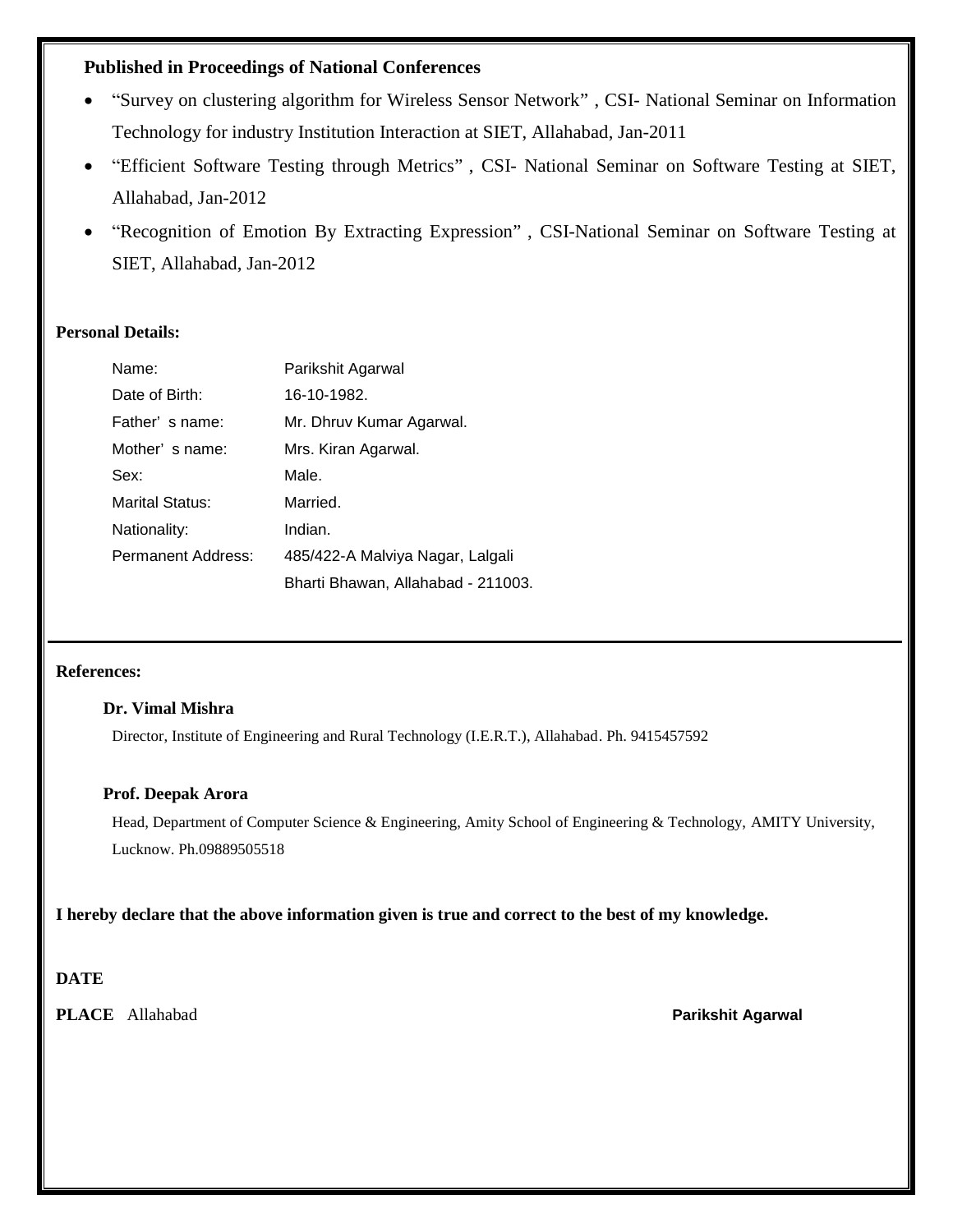**Published in Proceedings of National Conferences**

- "Survey on clustering algorithm for Wireless Sensor Network" , CSI- National Seminar on Information Technology for industry Institution Interaction at SIET, Allahabad, Jan-2011
- "Efficient Software Testing through Metrics" , CSI- National Seminar on Software Testing at SIET, Allahabad, Jan-2012
- "Recognition of Emotion By Extracting Expression" , CSI-National Seminar on Software Testing at SIET, Allahabad, Jan-2012

**Personal Details:**

| | |
|---|---|
| Name: | Parikshit Agarwal |
| Date of Birth: | 16-10-1982. |
| Father' s name: | Mr. Dhruv Kumar Agarwal. |
| Mother' s name: | Mrs. Kiran Agarwal. |
| Sex: | Male. |
| Marital Status: | Married. |
| Nationality: | Indian. |
| Permanent Address: | 485/422-A Malviya Nagar, Lalgali Bharti Bhawan, Allahabad - 211003. |

---

**References:**

**Dr. Vimal Mishra**

Director, Institute of Engineering and Rural Technology (I.E.R.T.), Allahabad. Ph. 9415457592

**Prof. Deepak Arora**

Head, Department of Computer Science & Engineering, Amity School of Engineering & Technology, AMITY University, Lucknow. Ph.09889505518

**I hereby declare that the above information given is true and correct to the best of my knowledge.**

**DATE**

**PLACE** Allahabad **Parikshit Agarwal**